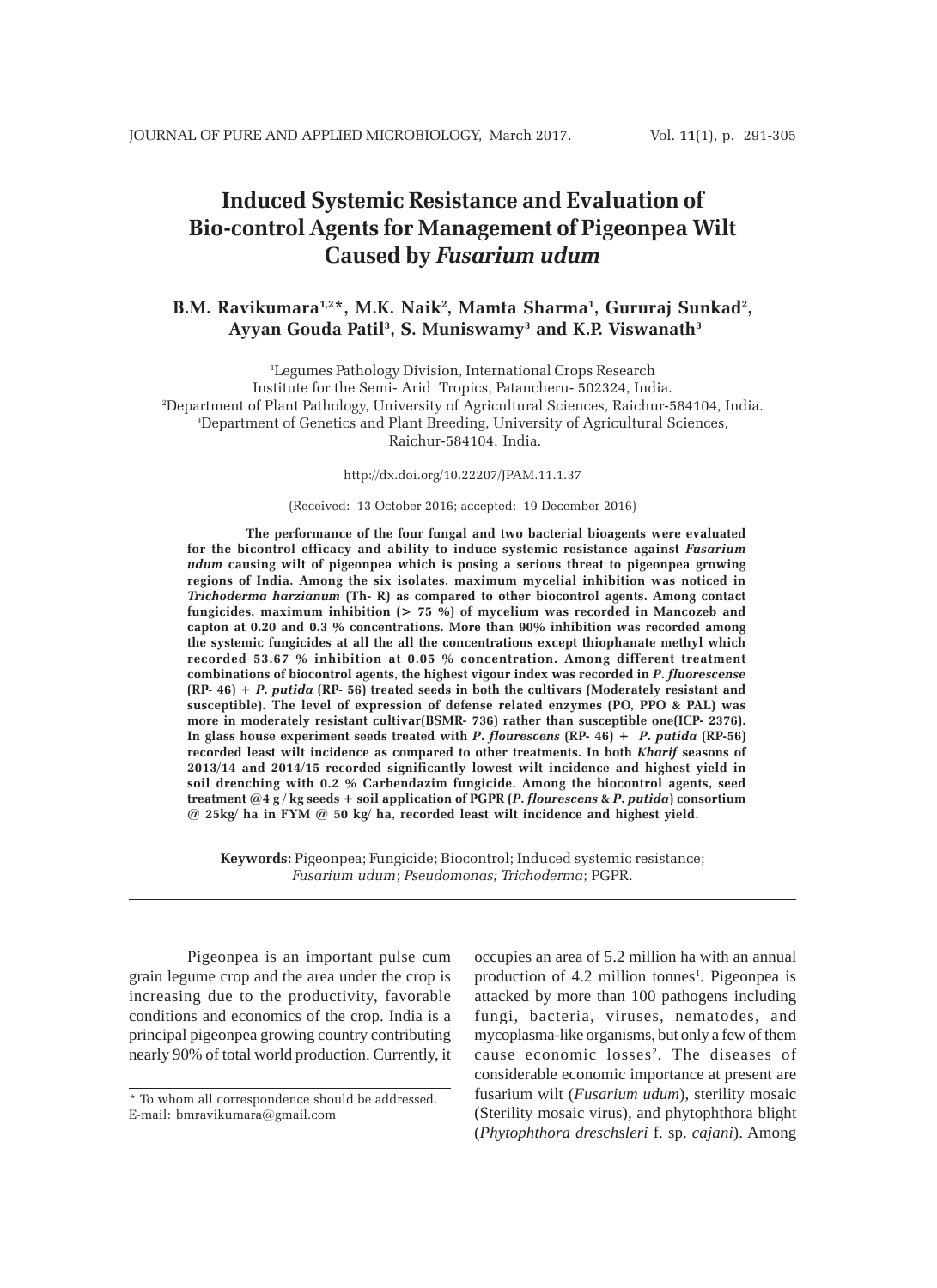# Induced Systemic Resistance and Evaluation of Bio-control Agents for Management of Pigeonpea Wilt Caused by *Fusarium udum*

**B.M. Ravikumara[1,2]*, M.K. Naik[2], Mamta Sharma[1], Gururaj Sunkad[2], Ayyan Gouda Patil[3], S. Muniswamy[3] and K.P. Viswanath[3]**

[1]Legumes Pathology Division, International Crops Research Institute for the Semi- Arid Tropics, Patancheru- 502324, India.
[2]Department of Plant Pathology, University of Agricultural Sciences, Raichur-584104, India.
[3]Department of Genetics and Plant Breeding, University of Agricultural Sciences, Raichur-584104, India.

http://dx.doi.org/10.22207/JPAM.11.1.37

(Received: 13 October 2016; accepted: 19 December 2016)

**The performance of the four fungal and two bacterial bioagents were evaluated for the bicontrol efficacy and ability to induce systemic resistance against *Fusarium udum* causing wilt of pigeonpea which is posing a serious threat to pigeonpea growing regions of India. Among the six isolates, maximum mycelial inhibition was noticed in *Trichoderma harzianum* (Th- R) as compared to other biocontrol agents. Among contact fungicides, maximum inhibition (> 75 %) of mycelium was recorded in Mancozeb and capton at 0.20 and 0.3 % concentrations. More than 90% inhibition was recorded among the systemic fungicides at all the all the concentrations except thiophanate methyl which recorded 53.67 % inhibition at 0.05 % concentration. Among different treatment combinations of biocontrol agents, the highest vigour index was recorded in *P. fluorescense* (RP- 46) + *P. putida* (RP- 56) treated seeds in both the cultivars (Moderately resistant and susceptible). The level of expression of defense related enzymes (PO, PPO & PAL) was more in moderately resistant cultivar(BSMR- 736) rather than susceptible one(ICP- 2376). In glass house experiment seeds treated with *P. flourescens* (RP- 46) + *P. putida* (RP-56) recorded least wilt incidence as compared to other treatments. In both *Kharif* seasons of 2013/14 and 2014/15 recorded significantly lowest wilt incidence and highest yield in soil drenching with 0.2 % Carbendazim fungicide. Among the biocontrol agents, seed treatment @4 g / kg seeds + soil application of PGPR (*P. flourescens* & *P. putida*) consortium @ 25kg/ ha in FYM @ 50 kg/ ha, recorded least wilt incidence and highest yield.**

**Keywords:** Pigeonpea; Fungicide; Biocontrol; Induced systemic resistance; *Fusarium udum*; *Pseudomonas; Trichoderma*; PGPR.

---

Pigeonpea is an important pulse cum grain legume crop and the area under the crop is increasing due to the productivity, favorable conditions and economics of the crop. India is a principal pigeonpea growing country contributing nearly 90% of total world production. Currently, it occupies an area of 5.2 million ha with an annual production of 4.2 million tonnes[1]. Pigeonpea is attacked by more than 100 pathogens including fungi, bacteria, viruses, nematodes, and mycoplasma-like organisms, but only a few of them cause economic losses[2]. The diseases of considerable economic importance at present are fusarium wilt (*Fusarium udum*), sterility mosaic (Sterility mosaic virus), and phytophthora blight (*Phytophthora dreschsleri* f. sp. *cajani*). Among

* To whom all correspondence should be addressed.
E-mail: bmravikumara@gmail.com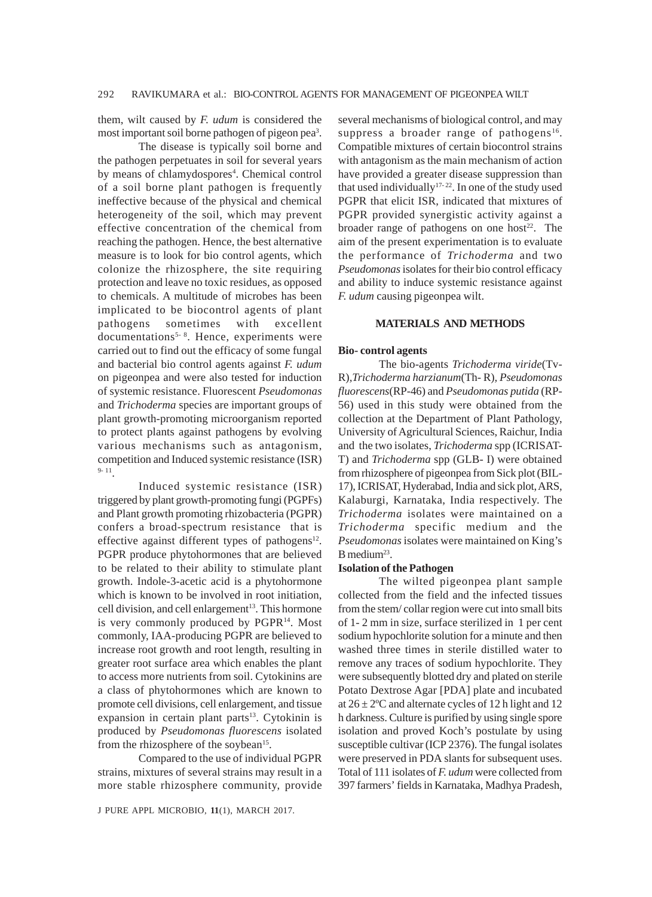them, wilt caused by *F. udum* is considered the most important soil borne pathogen of pigeon pea[3].

The disease is typically soil borne and the pathogen perpetuates in soil for several years by means of chlamydospores[4]. Chemical control of a soil borne plant pathogen is frequently ineffective because of the physical and chemical heterogeneity of the soil, which may prevent effective concentration of the chemical from reaching the pathogen. Hence, the best alternative measure is to look for bio control agents, which colonize the rhizosphere, the site requiring protection and leave no toxic residues, as opposed to chemicals. A multitude of microbes has been implicated to be biocontrol agents of plant pathogens sometimes with excellent documentations[5-8]. Hence, experiments were carried out to find out the efficacy of some fungal and bacterial bio control agents against *F. udum* on pigeonpea and were also tested for induction of systemic resistance. Fluorescent *Pseudomonas* and *Trichoderma* species are important groups of plant growth-promoting microorganism reported to protect plants against pathogens by evolving various mechanisms such as antagonism, competition and Induced systemic resistance (ISR)[9-11].

Induced systemic resistance (ISR) triggered by plant growth-promoting fungi (PGPFs) and Plant growth promoting rhizobacteria (PGPR) confers a broad-spectrum resistance that is effective against different types of pathogens[12]. PGPR produce phytohormones that are believed to be related to their ability to stimulate plant growth. Indole-3-acetic acid is a phytohormone which is known to be involved in root initiation, cell division, and cell enlargement[13]. This hormone is very commonly produced by PGPR[14]. Most commonly, IAA-producing PGPR are believed to increase root growth and root length, resulting in greater root surface area which enables the plant to access more nutrients from soil. Cytokinins are a class of phytohormones which are known to promote cell divisions, cell enlargement, and tissue expansion in certain plant parts[13]. Cytokinin is produced by *Pseudomonas fluorescens* isolated from the rhizosphere of the soybean[15].

Compared to the use of individual PGPR strains, mixtures of several strains may result in a more stable rhizosphere community, provide several mechanisms of biological control, and may suppress a broader range of pathogens[16]. Compatible mixtures of certain biocontrol strains with antagonism as the main mechanism of action have provided a greater disease suppression than that used individually[17-22]. In one of the study used PGPR that elicit ISR, indicated that mixtures of PGPR provided synergistic activity against a broader range of pathogens on one host[22]. The aim of the present experimentation is to evaluate the performance of *Trichoderma* and two *Pseudomonas* isolates for their bio control efficacy and ability to induce systemic resistance against *F. udum* causing pigeonpea wilt.

## MATERIALS AND METHODS

### Bio- control agents

The bio-agents *Trichoderma viride*(Tv-R),*Trichoderma harzianum*(Th- R), *Pseudomonas fluorescens*(RP-46) and *Pseudomonas putida* (RP-56) used in this study were obtained from the collection at the Department of Plant Pathology, University of Agricultural Sciences, Raichur, India and the two isolates, *Trichoderma* spp (ICRISAT-T) and *Trichoderma* spp (GLB- I) were obtained from rhizosphere of pigeonpea from Sick plot (BIL-17), ICRISAT, Hyderabad, India and sick plot, ARS, Kalaburgi, Karnataka, India respectively. The *Trichoderma* isolates were maintained on a *Trichoderma* specific medium and the *Pseudomonas* isolates were maintained on King's B medium[23].

### Isolation of the Pathogen

The wilted pigeonpea plant sample collected from the field and the infected tissues from the stem/ collar region were cut into small bits of 1- 2 mm in size, surface sterilized in 1 per cent sodium hypochlorite solution for a minute and then washed three times in sterile distilled water to remove any traces of sodium hypochlorite. They were subsequently blotted dry and plated on sterile Potato Dextrose Agar [PDA] plate and incubated at $26 \pm 2$ºC and alternate cycles of 12 h light and 12 h darkness. Culture is purified by using single spore isolation and proved Koch's postulate by using susceptible cultivar (ICP 2376). The fungal isolates were preserved in PDA slants for subsequent uses. Total of 111 isolates of *F. udum* were collected from 397 farmers' fields in Karnataka, Madhya Pradesh,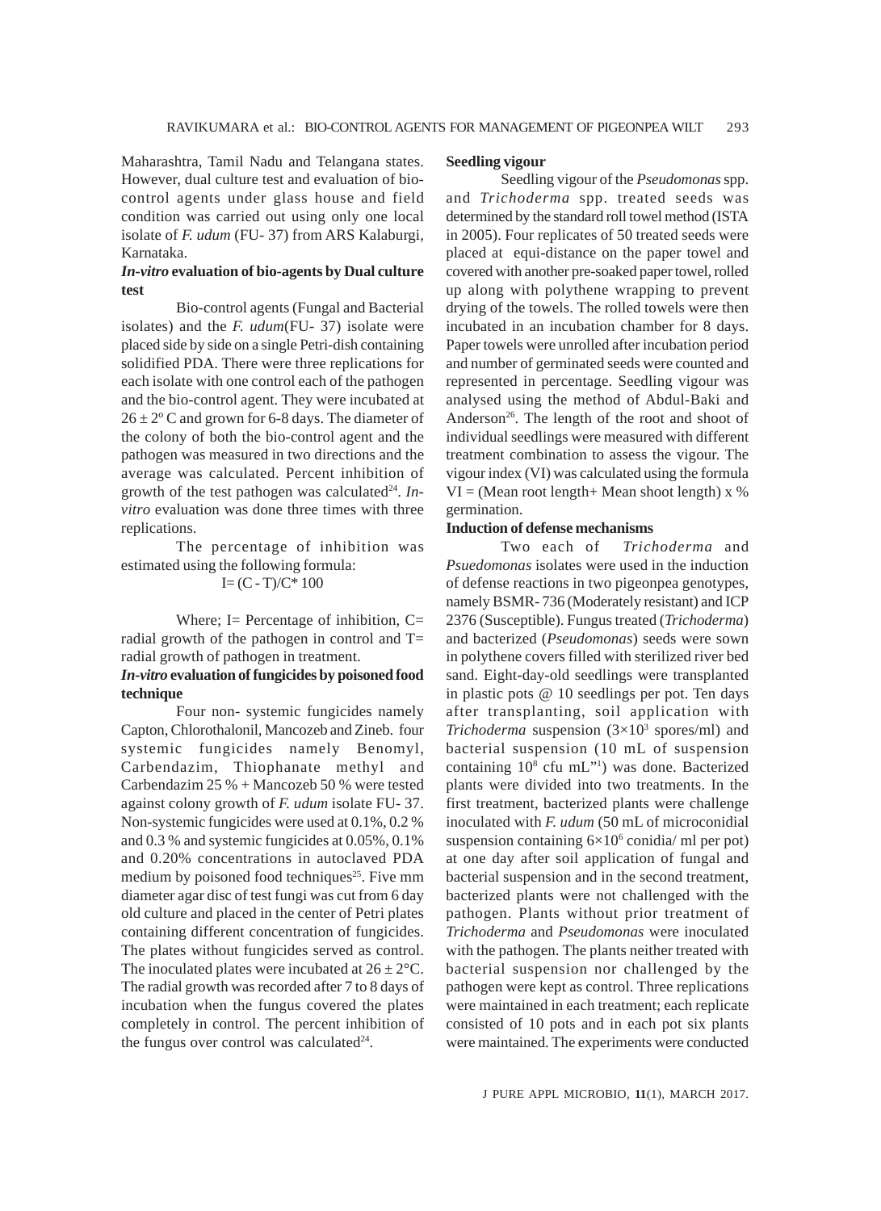Maharashtra, Tamil Nadu and Telangana states. However, dual culture test and evaluation of bio-control agents under glass house and field condition was carried out using only one local isolate of *F. udum* (FU- 37) from ARS Kalaburgi, Karnataka.

### *In-vitro* evaluation of bio-agents by Dual culture test

Bio-control agents (Fungal and Bacterial isolates) and the *F. udum*(FU- 37) isolate were placed side by side on a single Petri-dish containing solidified PDA. There were three replications for each isolate with one control each of the pathogen and the bio-control agent. They were incubated at $26 \pm 2^{o}$ C and grown for 6-8 days. The diameter of the colony of both the bio-control agent and the pathogen was measured in two directions and the average was calculated. Percent inhibition of growth of the test pathogen was calculated[24]. *In-vitro* evaluation was done three times with three replications.

The percentage of inhibition was estimated using the following formula:

$$I= (C - T)/C* 100$$

Where; I= Percentage of inhibition, C= radial growth of the pathogen in control and T= radial growth of pathogen in treatment.

### *In-vitro* evaluation of fungicides by poisoned food technique

Four non- systemic fungicides namely Capton, Chlorothalonil, Mancozeb and Zineb. four systemic fungicides namely Benomyl, Carbendazim, Thiophanate methyl and Carbendazim 25 % + Mancozeb 50 % were tested against colony growth of *F. udum* isolate FU- 37. Non-systemic fungicides were used at 0.1%, 0.2 % and 0.3 % and systemic fungicides at 0.05%, 0.1% and 0.20% concentrations in autoclaved PDA medium by poisoned food techniques[25]. Five mm diameter agar disc of test fungi was cut from 6 day old culture and placed in the center of Petri plates containing different concentration of fungicides. The plates without fungicides served as control. The inoculated plates were incubated at $26 \pm 2$°C. The radial growth was recorded after 7 to 8 days of incubation when the fungus covered the plates completely in control. The percent inhibition of the fungus over control was calculated[24].

### Seedling vigour

Seedling vigour of the *Pseudomonas* spp. and *Trichoderma* spp. treated seeds was determined by the standard roll towel method (ISTA in 2005). Four replicates of 50 treated seeds were placed at equi-distance on the paper towel and covered with another pre-soaked paper towel, rolled up along with polythene wrapping to prevent drying of the towels. The rolled towels were then incubated in an incubation chamber for 8 days. Paper towels were unrolled after incubation period and number of germinated seeds were counted and represented in percentage. Seedling vigour was analysed using the method of Abdul-Baki and Anderson[26]. The length of the root and shoot of individual seedlings were measured with different treatment combination to assess the vigour. The vigour index (VI) was calculated using the formula VI = (Mean root length+ Mean shoot length) x % germination.

### Induction of defense mechanisms

Two each of *Trichoderma* and *Psuedomonas* isolates were used in the induction of defense reactions in two pigeonpea genotypes, namely BSMR- 736 (Moderately resistant) and ICP 2376 (Susceptible). Fungus treated (*Trichoderma*) and bacterized (*Pseudomonas*) seeds were sown in polythene covers filled with sterilized river bed sand. Eight-day-old seedlings were transplanted in plastic pots @ 10 seedlings per pot. Ten days after transplanting, soil application with *Trichoderma* suspension ($3\times10^{3}$ spores/ml) and bacterial suspension (10 mL of suspension containing $10^{8}$ cfu mL"[1]) was done. Bacterized plants were divided into two treatments. In the first treatment, bacterized plants were challenge inoculated with *F. udum* (50 mL of microconidial suspension containing $6\times10^{6}$ conidia/ ml per pot) at one day after soil application of fungal and bacterial suspension and in the second treatment, bacterized plants were not challenged with the pathogen. Plants without prior treatment of *Trichoderma* and *Pseudomonas* were inoculated with the pathogen. The plants neither treated with bacterial suspension nor challenged by the pathogen were kept as control. Three replications were maintained in each treatment; each replicate consisted of 10 pots and in each pot six plants were maintained. The experiments were conducted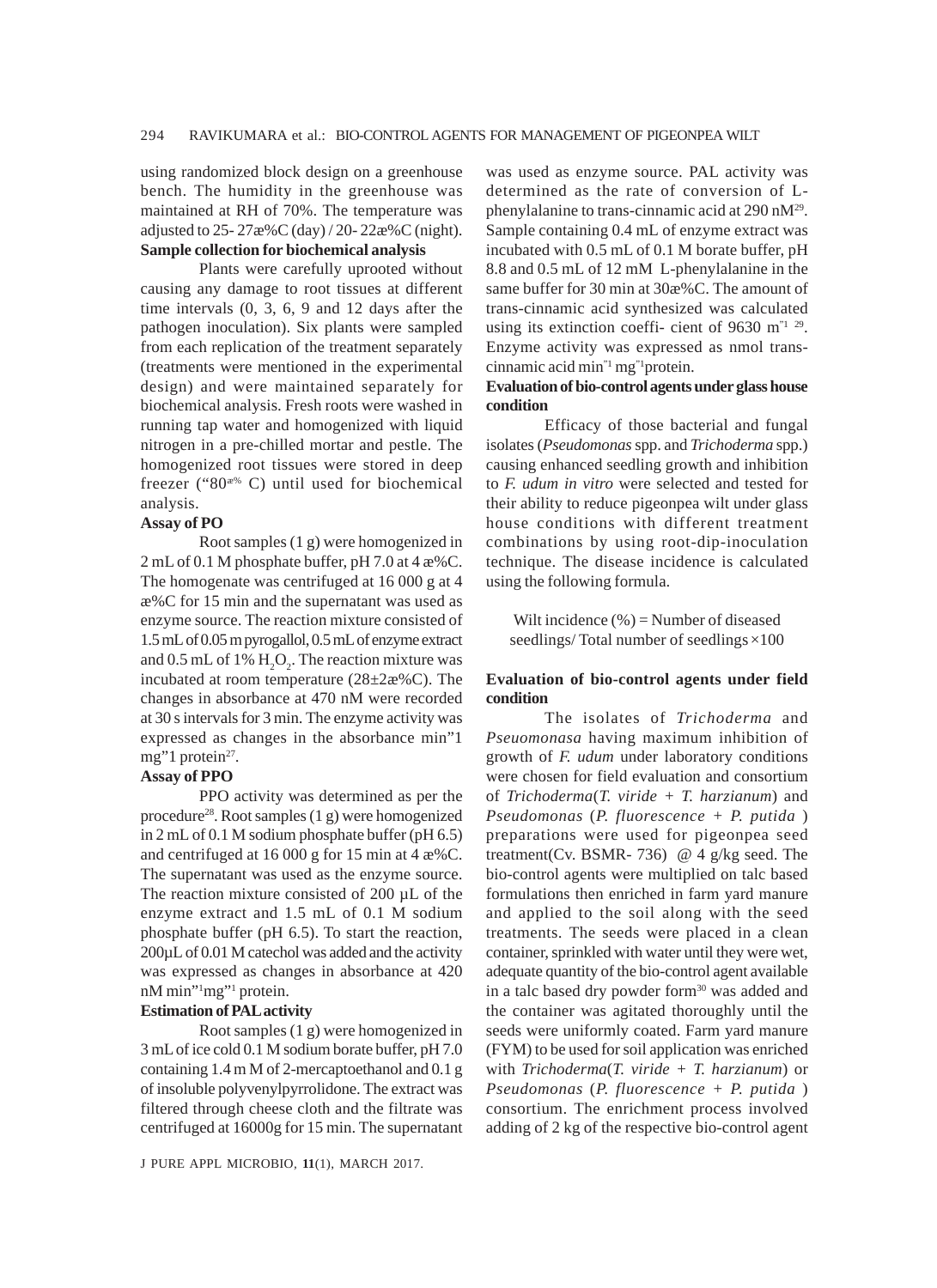using randomized block design on a greenhouse bench. The humidity in the greenhouse was maintained at RH of 70%. The temperature was adjusted to 25- 27æ%C (day) / 20- 22æ%C (night).

**Sample collection for biochemical analysis**

Plants were carefully uprooted without causing any damage to root tissues at different time intervals (0, 3, 6, 9 and 12 days after the pathogen inoculation). Six plants were sampled from each replication of the treatment separately (treatments were mentioned in the experimental design) and were maintained separately for biochemical analysis. Fresh roots were washed in running tap water and homogenized with liquid nitrogen in a pre-chilled mortar and pestle. The homogenized root tissues were stored in deep freezer ("80æ% C) until used for biochemical analysis.

**Assay of PO**

Root samples (1 g) were homogenized in 2 mL of 0.1 M phosphate buffer, pH 7.0 at 4 æ%C. The homogenate was centrifuged at 16 000 g at 4 æ%C for 15 min and the supernatant was used as enzyme source. The reaction mixture consisted of 1.5 mL of 0.05 m pyrogallol, 0.5 mL of enzyme extract and 0.5 mL of 1% $H_2O_2$. The reaction mixture was incubated at room temperature (28±2æ%C). The changes in absorbance at 470 nM were recorded at 30 s intervals for 3 min. The enzyme activity was expressed as changes in the absorbance min"1 mg"1 protein[27].

**Assay of PPO**

PPO activity was determined as per the procedure[28]. Root samples (1 g) were homogenized in 2 mL of 0.1 M sodium phosphate buffer (pH 6.5) and centrifuged at 16 000 g for 15 min at 4 æ%C. The supernatant was used as the enzyme source. The reaction mixture consisted of 200 µL of the enzyme extract and 1.5 mL of 0.1 M sodium phosphate buffer (pH 6.5). To start the reaction, 200µL of 0.01 M catechol was added and the activity was expressed as changes in absorbance at 420 nM min"[1]mg"[1] protein.

**Estimation of PAL activity**

Root samples (1 g) were homogenized in 3 mL of ice cold 0.1 M sodium borate buffer, pH 7.0 containing 1.4 m M of 2-mercaptoethanol and 0.1 g of insoluble polyvenylpyrrolidone. The extract was filtered through cheese cloth and the filtrate was centrifuged at 16000g for 15 min. The supernatant was used as enzyme source. PAL activity was determined as the rate of conversion of L-phenylalanine to trans-cinnamic acid at 290 nM[29]. Sample containing 0.4 mL of enzyme extract was incubated with 0.5 mL of 0.1 M borate buffer, pH 8.8 and 0.5 mL of 12 mM L-phenylalanine in the same buffer for 30 min at 30æ%C. The amount of trans-cinnamic acid synthesized was calculated using its extinction coeffi- cient of 9630 m"[1] [29]. Enzyme activity was expressed as nmol trans-cinnamic acid min"[1] mg"[1]protein.

**Evaluation of bio-control agents under glass house condition**

Efficacy of those bacterial and fungal isolates (*Pseudomonas* spp. and *Trichoderma* spp.) causing enhanced seedling growth and inhibition to *F. udum in vitro* were selected and tested for their ability to reduce pigeonpea wilt under glass house conditions with different treatment combinations by using root-dip-inoculation technique. The disease incidence is calculated using the following formula.

Wilt incidence (%) = Number of diseased seedlings/ Total number of seedlings ×100

**Evaluation of bio-control agents under field condition**

The isolates of *Trichoderma* and *Pseuomonasa* having maximum inhibition of growth of *F. udum* under laboratory conditions were chosen for field evaluation and consortium of *Trichoderma*(*T. viride* + *T. harzianum*) and *Pseudomonas* (*P. fluorescence* + *P. putida* ) preparations were used for pigeonpea seed treatment(Cv. BSMR- 736) @ 4 g/kg seed. The bio-control agents were multiplied on talc based formulations then enriched in farm yard manure and applied to the soil along with the seed treatments. The seeds were placed in a clean container, sprinkled with water until they were wet, adequate quantity of the bio-control agent available in a talc based dry powder form[30] was added and the container was agitated thoroughly until the seeds were uniformly coated. Farm yard manure (FYM) to be used for soil application was enriched with *Trichoderma*(*T. viride* + *T. harzianum*) or *Pseudomonas* (*P. fluorescence* + *P. putida* ) consortium. The enrichment process involved adding of 2 kg of the respective bio-control agent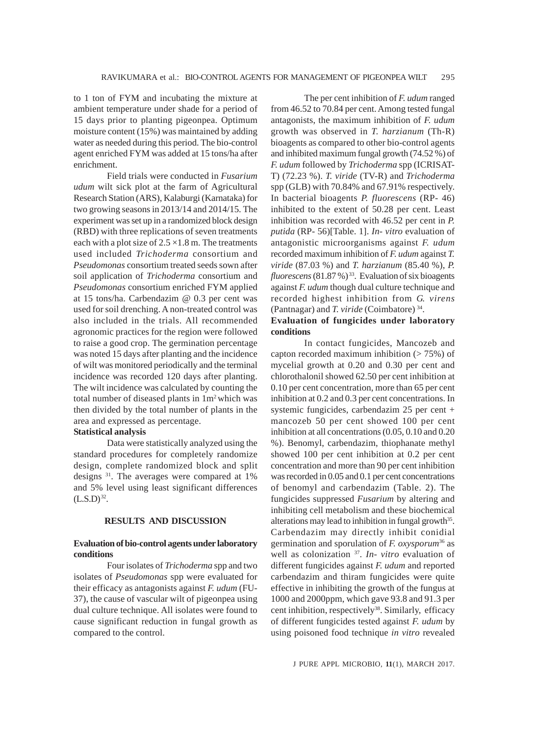to 1 ton of FYM and incubating the mixture at ambient temperature under shade for a period of 15 days prior to planting pigeonpea. Optimum moisture content (15%) was maintained by adding water as needed during this period. The bio-control agent enriched FYM was added at 15 tons/ha after enrichment.

Field trials were conducted in *Fusarium udum* wilt sick plot at the farm of Agricultural Research Station (ARS), Kalaburgi (Karnataka) for two growing seasons in 2013/14 and 2014/15. The experiment was set up in a randomized block design (RBD) with three replications of seven treatments each with a plot size of 2.5 ×1.8 m. The treatments used included *Trichoderma* consortium and *Pseudomonas* consortium treated seeds sown after soil application of *Trichoderma* consortium and *Pseudomonas* consortium enriched FYM applied at 15 tons/ha. Carbendazim @ 0.3 per cent was used for soil drenching. A non-treated control was also included in the trials. All recommended agronomic practices for the region were followed to raise a good crop. The germination percentage was noted 15 days after planting and the incidence of wilt was monitored periodically and the terminal incidence was recorded 120 days after planting. The wilt incidence was calculated by counting the total number of diseased plants in $1m^2$ which was then divided by the total number of plants in the area and expressed as percentage.

**Statistical analysis**

Data were statistically analyzed using the standard procedures for completely randomize design, complete randomized block and split designs [31]. The averages were compared at 1% and 5% level using least significant differences (L.S.D)[32].

## RESULTS AND DISCUSSION

### Evaluation of bio-control agents under laboratory conditions

Four isolates of *Trichoderma* spp and two isolates of *Pseudomonas* spp were evaluated for their efficacy as antagonists against *F. udum* (FU-37), the cause of vascular wilt of pigeonpea using dual culture technique. All isolates were found to cause significant reduction in fungal growth as compared to the control.

The per cent inhibition of *F. udum* ranged from 46.52 to 70.84 per cent. Among tested fungal antagonists, the maximum inhibition of *F. udum* growth was observed in *T. harzianum* (Th-R) bioagents as compared to other bio-control agents and inhibited maximum fungal growth (74.52 %) of *F. udum* followed by *Trichoderma* spp (ICRISAT-T) (72.23 %). *T. viride* (TV-R) and *Trichoderma* spp (GLB) with 70.84% and 67.91% respectively. In bacterial bioagents *P. fluorescens* (RP- 46) inhibited to the extent of 50.28 per cent. Least inhibition was recorded with 46.52 per cent in *P. putida* (RP- 56)[Table. 1]. *In- vitro* evaluation of antagonistic microorganisms against *F. udum* recorded maximum inhibition of *F. udum* against *T. viride* (87.03 %) and *T. harzianum* (85.40 %), *P. fluorescens* (81.87 %)[33]. Evaluation of six bioagents against *F. udum* though dual culture technique and recorded highest inhibition from *G. virens* (Pantnagar) and *T. viride* (Coimbatore) [34].

### Evaluation of fungicides under laboratory conditions

In contact fungicides, Mancozeb and capton recorded maximum inhibition (> 75%) of mycelial growth at 0.20 and 0.30 per cent and chlorothalonil showed 62.50 per cent inhibition at 0.10 per cent concentration, more than 65 per cent inhibition at 0.2 and 0.3 per cent concentrations. In systemic fungicides, carbendazim 25 per cent + mancozeb 50 per cent showed 100 per cent inhibition at all concentrations (0.05, 0.10 and 0.20 %). Benomyl, carbendazim, thiophanate methyl showed 100 per cent inhibition at 0.2 per cent concentration and more than 90 per cent inhibition was recorded in 0.05 and 0.1 per cent concentrations of benomyl and carbendazim (Table. 2). The fungicides suppressed *Fusarium* by altering and inhibiting cell metabolism and these biochemical alterations may lead to inhibition in fungal growth[35]. Carbendazim may directly inhibit conidial germination and sporulation of *F. oxysporum*[36] as well as colonization [37]. *In- vitro* evaluation of different fungicides against *F. udum* and reported carbendazim and thiram fungicides were quite effective in inhibiting the growth of the fungus at 1000 and 2000ppm, which gave 93.8 and 91.3 per cent inhibition, respectively[38]. Similarly, efficacy of different fungicides tested against *F. udum* by using poisoned food technique *in vitro* revealed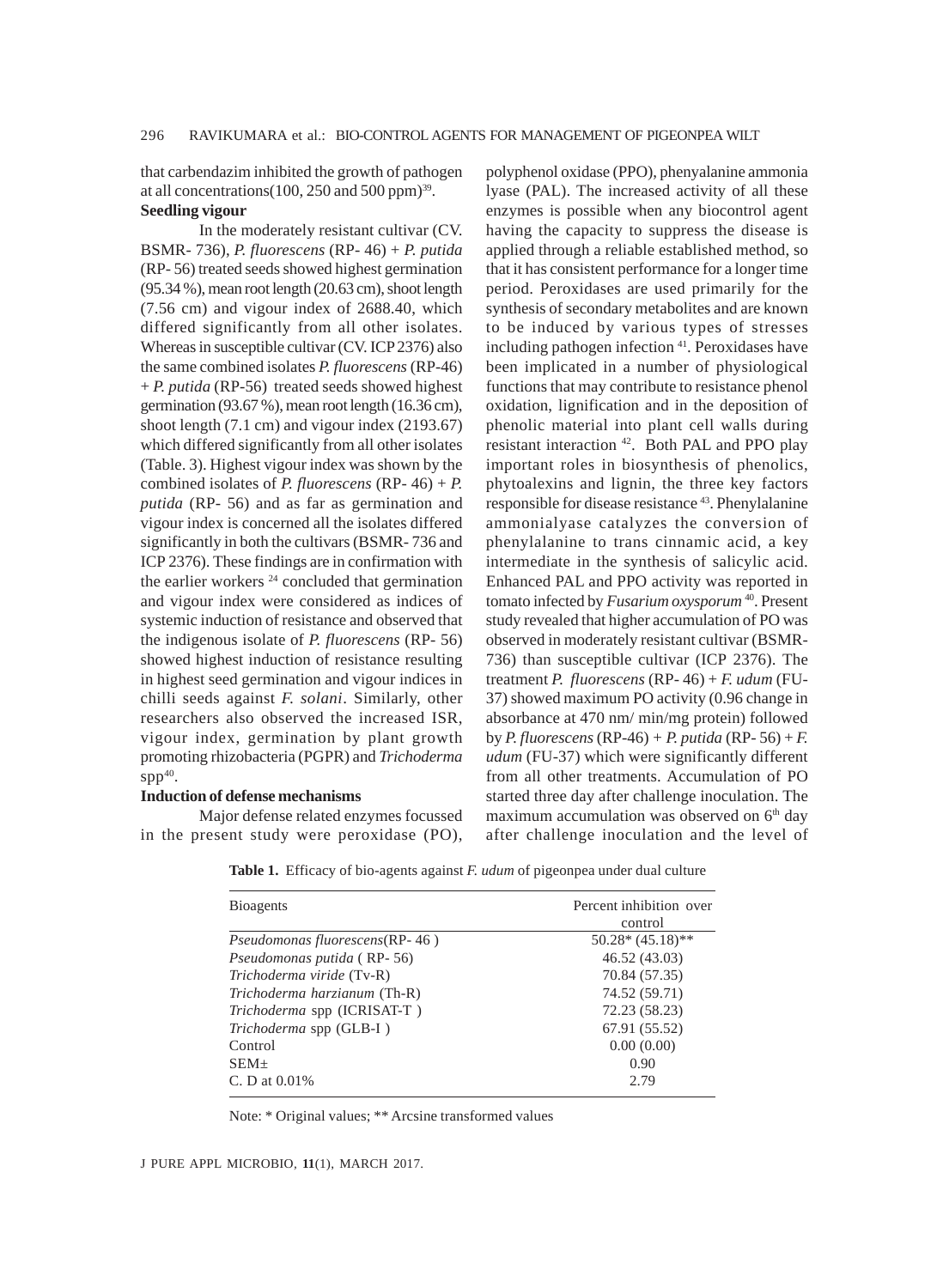that carbendazim inhibited the growth of pathogen at all concentrations(100, 250 and 500 ppm)[39].

**Seedling vigour**

In the moderately resistant cultivar (CV. BSMR- 736), *P. fluorescens* (RP- 46) + *P. putida* (RP- 56) treated seeds showed highest germination (95.34 %), mean root length (20.63 cm), shoot length (7.56 cm) and vigour index of 2688.40, which differed significantly from all other isolates. Whereas in susceptible cultivar (CV. ICP 2376) also the same combined isolates *P. fluorescens* (RP-46) + *P. putida* (RP-56) treated seeds showed highest germination (93.67 %), mean root length (16.36 cm), shoot length (7.1 cm) and vigour index (2193.67) which differed significantly from all other isolates (Table. 3). Highest vigour index was shown by the combined isolates of *P. fluorescens* (RP- 46) + *P. putida* (RP- 56) and as far as germination and vigour index is concerned all the isolates differed significantly in both the cultivars (BSMR- 736 and ICP 2376). These findings are in confirmation with the earlier workers [24] concluded that germination and vigour index were considered as indices of systemic induction of resistance and observed that the indigenous isolate of *P. fluorescens* (RP- 56) showed highest induction of resistance resulting in highest seed germination and vigour indices in chilli seeds against *F. solani*. Similarly, other researchers also observed the increased ISR, vigour index, germination by plant growth promoting rhizobacteria (PGPR) and *Trichoderma* spp[40].

**Induction of defense mechanisms**

Major defense related enzymes focussed in the present study were peroxidase (PO), polyphenol oxidase (PPO), phenyalanine ammonia lyase (PAL). The increased activity of all these enzymes is possible when any biocontrol agent having the capacity to suppress the disease is applied through a reliable established method, so that it has consistent performance for a longer time period. Peroxidases are used primarily for the synthesis of secondary metabolites and are known to be induced by various types of stresses including pathogen infection [41]. Peroxidases have been implicated in a number of physiological functions that may contribute to resistance phenol oxidation, lignification and in the deposition of phenolic material into plant cell walls during resistant interaction [42]. Both PAL and PPO play important roles in biosynthesis of phenolics, phytoalexins and lignin, the three key factors responsible for disease resistance [43]. Phenylalanine ammonialyase catalyzes the conversion of phenylalanine to trans cinnamic acid, a key intermediate in the synthesis of salicylic acid. Enhanced PAL and PPO activity was reported in tomato infected by *Fusarium oxysporum* [40]. Present study revealed that higher accumulation of PO was observed in moderately resistant cultivar (BSMR-736) than susceptible cultivar (ICP 2376). The treatment *P. fluorescens* (RP- 46) + *F. udum* (FU-37) showed maximum PO activity (0.96 change in absorbance at 470 nm/ min/mg protein) followed by *P. fluorescens* (RP-46) + *P. putida* (RP- 56) + *F. udum* (FU-37) which were significantly different from all other treatments. Accumulation of PO started three day after challenge inoculation. The maximum accumulation was observed on 6[th] day after challenge inoculation and the level of

**Table 1.** Efficacy of bio-agents against *F. udum* of pigeonpea under dual culture

| Bioagents | Percent inhibition over control |
|---|---|
| *Pseudomonas fluorescens*(RP- 46 ) | 50.28* (45.18)** |
| *Pseudomonas putida* ( RP- 56) | 46.52 (43.03) |
| *Trichoderma viride* (Tv-R) | 70.84 (57.35) |
| *Trichoderma harzianum* (Th-R) | 74.52 (59.71) |
| *Trichoderma* spp (ICRISAT-T ) | 72.23 (58.23) |
| *Trichoderma* spp (GLB-I ) | 67.91 (55.52) |
| Control | 0.00 (0.00) |
| SEM± | 0.90 |
| C. D at 0.01% | 2.79 |

Note: * Original values; ** Arcsine transformed values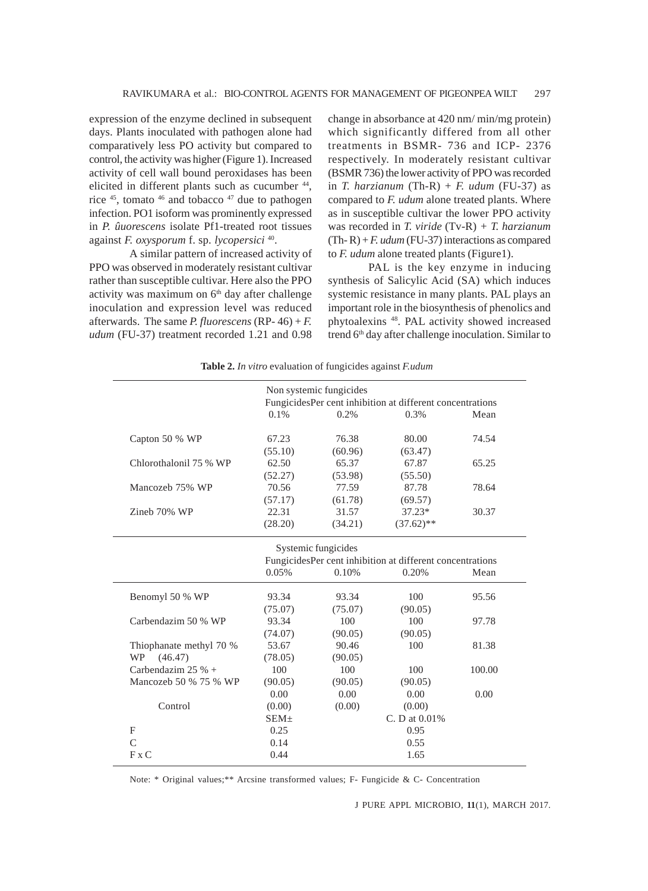expression of the enzyme declined in subsequent days. Plants inoculated with pathogen alone had comparatively less PO activity but compared to control, the activity was higher (Figure 1). Increased activity of cell wall bound peroxidases has been elicited in different plants such as cucumber [44], rice [45], tomato [46] and tobacco [47] due to pathogen infection. PO1 isoform was prominently expressed in *P. ûuorescens* isolate Pf1-treated root tissues against *F. oxysporum* f. sp. *lycopersici* [40].

A similar pattern of increased activity of PPO was observed in moderately resistant cultivar rather than susceptible cultivar. Here also the PPO activity was maximum on 6th day after challenge inoculation and expression level was reduced afterwards. The same *P. fluorescens* (RP- 46) + *F. udum* (FU-37) treatment recorded 1.21 and 0.98 change in absorbance at 420 nm/ min/mg protein) which significantly differed from all other treatments in BSMR- 736 and ICP- 2376 respectively. In moderately resistant cultivar (BSMR 736) the lower activity of PPO was recorded in *T. harzianum* (Th-R) + *F. udum* (FU-37) as compared to *F. udum* alone treated plants. Where as in susceptible cultivar the lower PPO activity was recorded in *T. viride* (Tv-R) + *T. harzianum* (Th- R) + *F. udum* (FU-37) interactions as compared to *F. udum* alone treated plants (Figure1).

PAL is the key enzyme in inducing synthesis of Salicylic Acid (SA) which induces systemic resistance in many plants. PAL plays an important role in the biosynthesis of phenolics and phytoalexins [48]. PAL activity showed increased trend 6th day after challenge inoculation. Similar to

**Table 2.** *In vitro* evaluation of fungicides against *F.udum*

| | Non systemic fungicides | | | |
|---|---|---|---|---|
| | FungicidesPer cent inhibition at different concentrations | | | |
| | 0.1% | 0.2% | 0.3% | Mean |
| Capton 50 % WP | 67.23 (55.10) | 76.38 (60.96) | 80.00 (63.47) | 74.54 |
| Chlorothalonil 75 % WP | 62.50 (52.27) | 65.37 (53.98) | 67.87 (55.50) | 65.25 |
| Mancozeb 75% WP | 70.56 (57.17) | 77.59 (61.78) | 87.78 (69.57) | 78.64 |
| Zineb 70% WP | 22.31 (28.20) | 31.57 (34.21) | 37.23* (37.62)** | 30.37 |
| | **Systemic fungicides** | | | |
| | FungicidesPer cent inhibition at different concentrations | | | |
| | 0.05% | 0.10% | 0.20% | Mean |
| Benomyl 50 % WP | 93.34 (75.07) | 93.34 (75.07) | 100 (90.05) | 95.56 |
| Carbendazim 50 % WP | 93.34 (74.07) | 100 (90.05) | 100 (90.05) | 97.78 |
| Thiophanate methyl 70 % WP (46.47) | 53.67 (78.05) | 90.46 (90.05) | 100 | 81.38 |
| Carbendazim 25 % + Mancozeb 50 % 75 % WP | 100 (90.05) | 100 (90.05) | 100 (90.05) | 100.00 |
| Control | 0.00 (0.00) | 0.00 (0.00) | 0.00 (0.00) | 0.00 |
| | SEM± | | C. D at 0.01% | |
| F | 0.25 | | 0.95 | |
| C | 0.14 | | 0.55 | |
| F x C | 0.44 | | 1.65 | |

Note: * Original values;** Arcsine transformed values; F- Fungicide & C- Concentration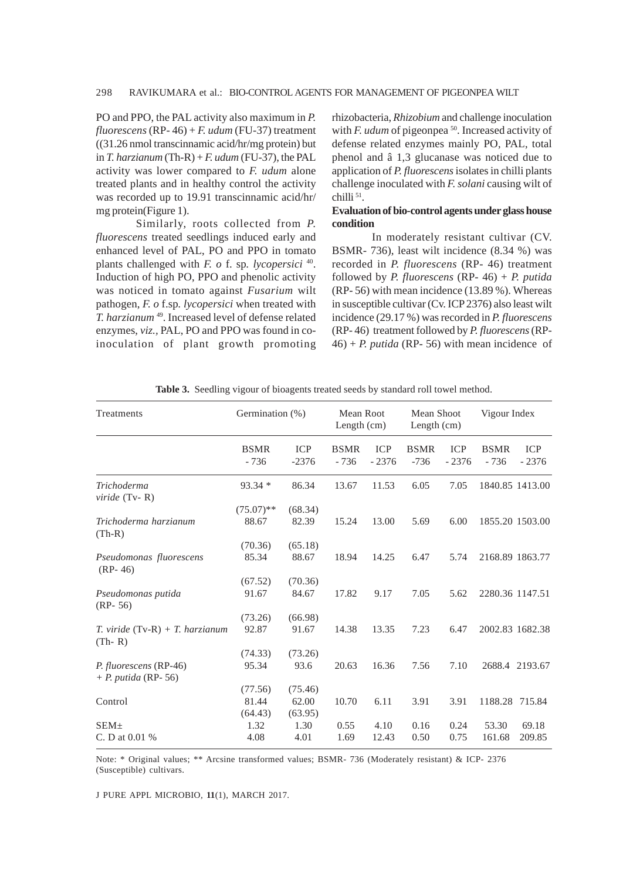PO and PPO, the PAL activity also maximum in *P. fluorescens* (RP- 46) + *F. udum* (FU-37) treatment ((31.26 nmol transcinnamic acid/hr/mg protein) but in *T. harzianum* (Th-R) + *F. udum* (FU-37), the PAL activity was lower compared to *F. udum* alone treated plants and in healthy control the activity was recorded up to 19.91 transcinnamic acid/hr/mg protein(Figure 1).

Similarly, roots collected from *P. fluorescens* treated seedlings induced early and enhanced level of PAL, PO and PPO in tomato plants challenged with *F. o* f. sp. *lycopersici* [40]. Induction of high PO, PPO and phenolic activity was noticed in tomato against *Fusarium* wilt pathogen, *F. o* f.sp. *lycopersici* when treated with *T. harzianum* [49]. Increased level of defense related enzymes, *viz.*, PAL, PO and PPO was found in co-inoculation of plant growth promoting rhizobacteria, *Rhizobium* and challenge inoculation with *F. udum* of pigeonpea [50]. Increased activity of defense related enzymes mainly PO, PAL, total phenol and â 1,3 glucanase was noticed due to application of *P. fluorescens* isolates in chilli plants challenge inoculated with *F. solani* causing wilt of chilli [51].

**Evaluation of bio-control agents under glass house condition**

In moderately resistant cultivar (CV. BSMR- 736), least wilt incidence (8.34 %) was recorded in *P. fluorescens* (RP- 46) treatment followed by *P. fluorescens* (RP- 46) + *P. putida* (RP- 56) with mean incidence (13.89 %). Whereas in susceptible cultivar (Cv. ICP 2376) also least wilt incidence (29.17 %) was recorded in *P. fluorescens* (RP- 46) treatment followed by *P. fluorescens* (RP- 46) + *P. putida* (RP- 56) with mean incidence of

**Table 3.** Seedling vigour of bioagents treated seeds by standard roll towel method.

| Treatments | Germination (%) | | Mean Root Length (cm) | | Mean Shoot Length (cm) | | Vigour Index | |
|---|---|---|---|---|---|---|---|---|
| | BSMR - 736 | ICP -2376 | BSMR - 736 | ICP - 2376 | BSMR -736 | ICP - 2376 | BSMR - 736 | ICP - 2376 |
| *Trichoderma viride* (Tv- R) | 93.34 * | 86.34 | 13.67 | 11.53 | 6.05 | 7.05 | 1840.85 | 1413.00 |
| | (75.07)** | (68.34) | | | | | | |
| *Trichoderma harzianum* (Th-R) | 88.67 | 82.39 | 15.24 | 13.00 | 5.69 | 6.00 | 1855.20 | 1503.00 |
| | (70.36) | (65.18) | | | | | | |
| *Pseudomonas fluorescens* (RP- 46) | 85.34 | 88.67 | 18.94 | 14.25 | 6.47 | 5.74 | 2168.89 | 1863.77 |
| | (67.52) | (70.36) | | | | | | |
| *Pseudomonas putida* (RP- 56) | 91.67 | 84.67 | 17.82 | 9.17 | 7.05 | 5.62 | 2280.36 | 1147.51 |
| | (73.26) | (66.98) | | | | | | |
| *T. viride* (Tv-R) + *T. harzianum* (Th- R) | 92.87 | 91.67 | 14.38 | 13.35 | 7.23 | 6.47 | 2002.83 | 1682.38 |
| | (74.33) | (73.26) | | | | | | |
| *P. fluorescens* (RP-46) + *P. putida* (RP- 56) | 95.34 | 93.6 | 20.63 | 16.36 | 7.56 | 7.10 | 2688.4 | 2193.67 |
| | (77.56) | (75.46) | | | | | | |
| Control | 81.44 | 62.00 | 10.70 | 6.11 | 3.91 | 3.91 | 1188.28 | 715.84 |
| | (64.43) | (63.95) | | | | | | |
| SEM± | 1.32 | 1.30 | 0.55 | 4.10 | 0.16 | 0.24 | 53.30 | 69.18 |
| C. D at 0.01 % | 4.08 | 4.01 | 1.69 | 12.43 | 0.50 | 0.75 | 161.68 | 209.85 |

Note: * Original values; ** Arcsine transformed values; BSMR- 736 (Moderately resistant) & ICP- 2376 (Susceptible) cultivars.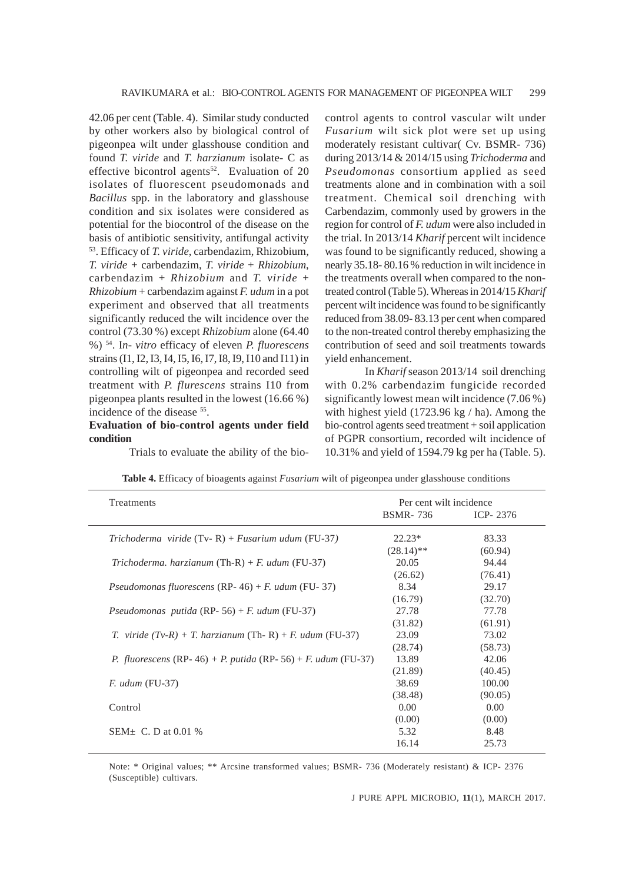42.06 per cent (Table. 4). Similar study conducted by other workers also by biological control of pigeonpea wilt under glasshouse condition and found *T. viride* and *T. harzianum* isolate- C as effective bicontrol agents[52]. Evaluation of 20 isolates of fluorescent pseudomonads and *Bacillus* spp. in the laboratory and glasshouse condition and six isolates were considered as potential for the biocontrol of the disease on the basis of antibiotic sensitivity, antifungal activity [53]. Efficacy of *T. viride*, carbendazim, Rhizobium, *T. viride* + carbendazim, *T. viride* + *Rhizobium*, carbendazim + *Rhizobium* and *T. viride* + *Rhizobium* + carbendazim against *F. udum* in a pot experiment and observed that all treatments significantly reduced the wilt incidence over the control (73.30 %) except *Rhizobium* alone (64.40 %) [54]. I*n- vitro* efficacy of eleven *P. fluorescens* strains (I1, I2, I3, I4, I5, I6, I7, I8, I9, I10 and I11) in controlling wilt of pigeonpea and recorded seed treatment with *P. flurescens* strains I10 from pigeonpea plants resulted in the lowest (16.66 %) incidence of the disease [55].

**Evaluation of bio-control agents under field condition**

Trials to evaluate the ability of the bio-control agents to control vascular wilt under *Fusarium* wilt sick plot were set up using moderately resistant cultivar( Cv. BSMR- 736) during 2013/14 & 2014/15 using *Trichoderma* and *Pseudomonas* consortium applied as seed treatments alone and in combination with a soil treatment. Chemical soil drenching with Carbendazim, commonly used by growers in the region for control of *F. udum* were also included in the trial. In 2013/14 *Kharif* percent wilt incidence was found to be significantly reduced, showing a nearly 35.18- 80.16 % reduction in wilt incidence in the treatments overall when compared to the non-treated control (Table 5). Whereas in 2014/15 *Kharif* percent wilt incidence was found to be significantly reduced from 38.09- 83.13 per cent when compared to the non-treated control thereby emphasizing the contribution of seed and soil treatments towards yield enhancement.

In *Kharif* season 2013/14 soil drenching with 0.2% carbendazim fungicide recorded significantly lowest mean wilt incidence (7.06 %) with highest yield (1723.96 kg / ha). Among the bio-control agents seed treatment + soil application of PGPR consortium, recorded wilt incidence of 10.31% and yield of 1594.79 kg per ha (Table. 5).

**Table 4.** Efficacy of bioagents against *Fusarium* wilt of pigeonpea under glasshouse conditions

| Treatments | Per cent wilt incidence | |
|---|---|---|
| | BSMR- 736 | ICP- 2376 |
| *Trichoderma viride* (Tv- R) + *Fusarium udum* (FU-37) | 22.23* (28.14)** | 83.33 (60.94) |
| *Trichoderma. harzianum* (Th-R) + *F. udum* (FU-37) | 20.05 (26.62) | 94.44 (76.41) |
| *Pseudomonas fluorescens* (RP- 46) + *F. udum* (FU- 37) | 8.34 (16.79) | 29.17 (32.70) |
| *Pseudomonas putida* (RP- 56) + *F. udum* (FU-37) | 27.78 (31.82) | 77.78 (61.91) |
| *T. viride (Tv-R)* + *T. harzianum* (Th- R) + *F. udum* (FU-37) | 23.09 (28.74) | 73.02 (58.73) |
| *P. fluorescens* (RP- 46) + *P. putida* (RP- 56) + *F. udum* (FU-37) | 13.89 (21.89) | 42.06 (40.45) |
| *F. udum* (FU-37) | 38.69 (38.48) | 100.00 (90.05) |
| Control | 0.00 (0.00) | 0.00 (0.00) |
| SEM± C. D at 0.01 % | 5.32 16.14 | 8.48 25.73 |

Note: * Original values; ** Arcsine transformed values; BSMR- 736 (Moderately resistant) & ICP- 2376 (Susceptible) cultivars.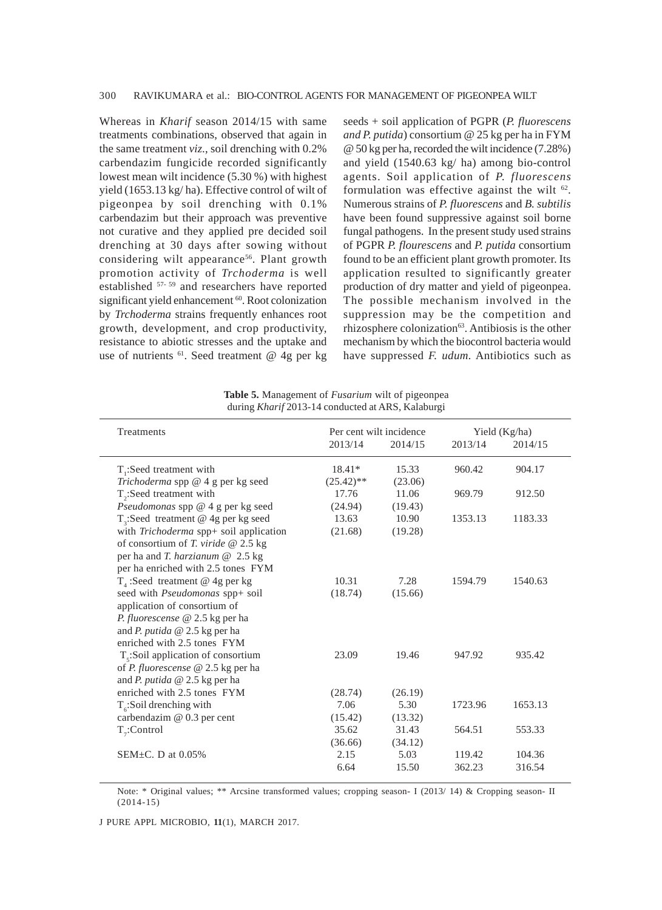Whereas in *Kharif* season 2014/15 with same treatments combinations, observed that again in the same treatment *viz.*, soil drenching with 0.2% carbendazim fungicide recorded significantly lowest mean wilt incidence (5.30 %) with highest yield (1653.13 kg/ ha). Effective control of wilt of pigeonpea by soil drenching with 0.1% carbendazim but their approach was preventive not curative and they applied pre decided soil drenching at 30 days after sowing without considering wilt appearance[56]. Plant growth promotion activity of *Trchoderma* is well established [57- 59] and researchers have reported significant yield enhancement [60]. Root colonization by *Trchoderma* strains frequently enhances root growth, development, and crop productivity, resistance to abiotic stresses and the uptake and use of nutrients [61]. Seed treatment @ 4g per kg seeds + soil application of PGPR (*P. fluorescens and P. putida*) consortium @ 25 kg per ha in FYM @ 50 kg per ha, recorded the wilt incidence (7.28%) and yield (1540.63 kg/ ha) among bio-control agents. Soil application of *P. fluorescens* formulation was effective against the wilt [62]. Numerous strains of *P. fluorescens* and *B. subtilis* have been found suppressive against soil borne fungal pathogens. In the present study used strains of PGPR *P. flourescens* and *P. putida* consortium found to be an efficient plant growth promoter. Its application resulted to significantly greater production of dry matter and yield of pigeonpea. The possible mechanism involved in the suppression may be the competition and rhizosphere colonization[63]. Antibiosis is the other mechanism by which the biocontrol bacteria would have suppressed *F. udum*. Antibiotics such as

**Table 5.** Management of *Fusarium* wilt of pigeonpea during *Kharif* 2013-14 conducted at ARS, Kalaburgi

| Treatments | Per cent wilt incidence | | Yield (Kg/ha) | |
|---|---|---|---|---|
| | 2013/14 | 2014/15 | 2013/14 | 2014/15 |
| $T_1$:Seed treatment with *Trichoderma* spp @ 4 g per kg seed | 18.41* (25.42)** | 15.33 (23.06) | 960.42 | 904.17 |
| $T_2$:Seed treatment with *Pseudomonas* spp @ 4 g per kg seed | 17.76 (24.94) | 11.06 (19.43) | 969.79 | 912.50 |
| $T_3$:Seed treatment @ 4g per kg seed with *Trichoderma* spp+ soil application of consortium of *T. viride* @ 2.5 kg per ha and *T. harzianum* @ 2.5 kg per ha enriched with 2.5 tones FYM | 13.63 (21.68) | 10.90 (19.28) | 1353.13 | 1183.33 |
| $T_4$ :Seed treatment @ 4g per kg seed with *Pseudomonas* spp+ soil application of consortium of *P. fluorescense* @ 2.5 kg per ha and *P. putida* @ 2.5 kg per ha enriched with 2.5 tones FYM | 10.31 (18.74) | 7.28 (15.66) | 1594.79 | 1540.63 |
| $T_5$:Soil application of consortium of *P. fluorescense* @ 2.5 kg per ha and *P. putida* @ 2.5 kg per ha enriched with 2.5 tones FYM | 23.09 (28.74) | 19.46 (26.19) | 947.92 | 935.42 |
| $T_6$:Soil drenching with carbendazim @ 0.3 per cent | 7.06 (15.42) | 5.30 (13.32) | 1723.96 | 1653.13 |
| $T_7$:Control | 35.62 (36.66) | 31.43 (34.12) | 564.51 | 553.33 |
| SEM±C. D at 0.05% | 2.15 6.64 | 5.03 15.50 | 119.42 362.23 | 104.36 316.54 |

Note: * Original values; ** Arcsine transformed values; cropping season- I (2013/ 14) & Cropping season- II (2014-15)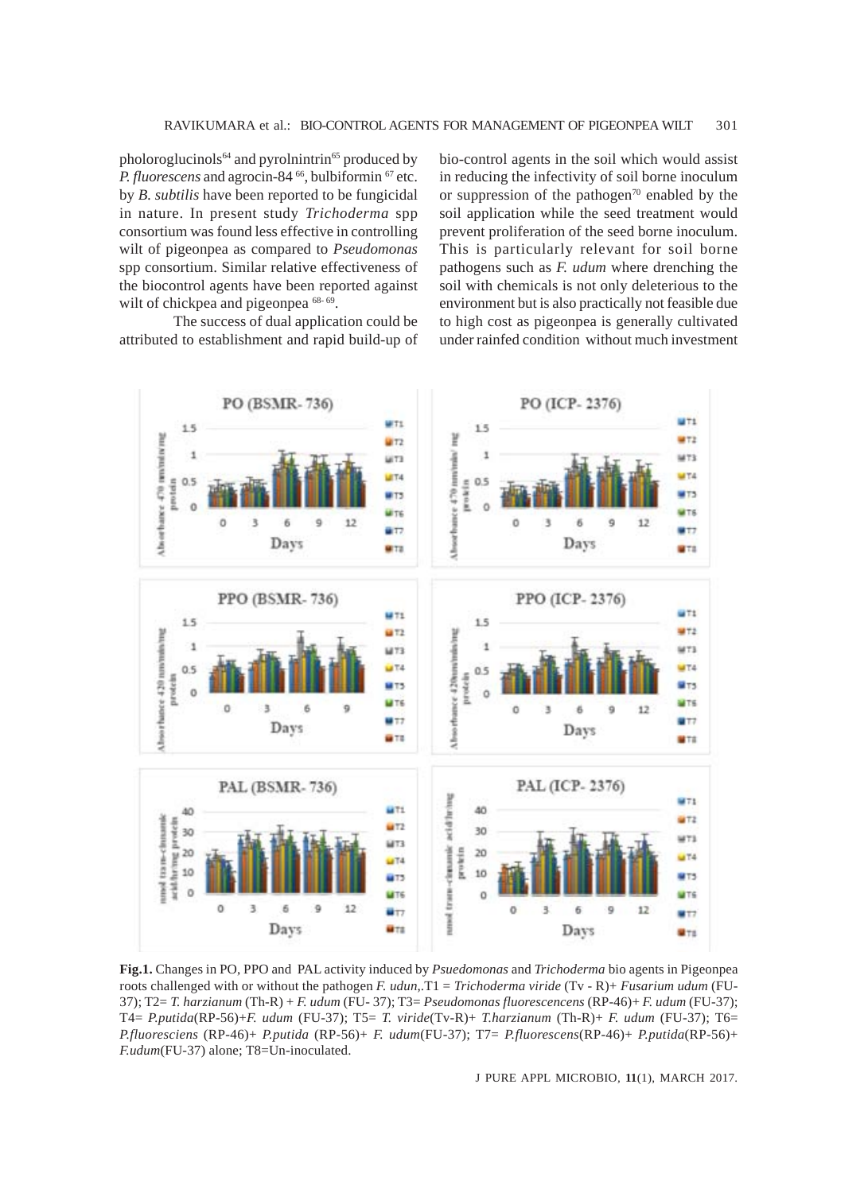pholoroglucinols[64] and pyrolnintrin[65] produced by *P. fluorescens* and agrocin-84 [66], bulbiformin [67] etc. by *B. subtilis* have been reported to be fungicidal in nature. In present study *Trichoderma* spp consortium was found less effective in controlling wilt of pigeonpea as compared to *Pseudomonas* spp consortium. Similar relative effectiveness of the biocontrol agents have been reported against wilt of chickpea and pigeonpea [68-69].

The success of dual application could be attributed to establishment and rapid build-up of bio-control agents in the soil which would assist in reducing the infectivity of soil borne inoculum or suppression of the pathogen[70] enabled by the soil application while the seed treatment would prevent proliferation of the seed borne inoculum. This is particularly relevant for soil borne pathogens such as *F. udum* where drenching the soil with chemicals is not only deleterious to the environment but is also practically not feasible due to high cost as pigeonpea is generally cultivated under rainfed condition without much investment

**Fig.1.** Changes in PO, PPO and PAL activity induced by *Psuedomonas* and *Trichoderma* bio agents in Pigeonpea roots challenged with or without the pathogen *F. udun*,.T1 = *Trichoderma viride* (Tv - R)+ *Fusarium udum* (FU-37); T2= *T. harzianum* (Th-R) + *F. udum* (FU- 37); T3= *Pseudomonas fluorescencens* (RP-46)+ *F. udum* (FU-37); T4= *P.putida*(RP-56)+*F. udum* (FU-37); T5= *T. viride*(Tv-R)+ *T.harzianum* (Th-R)+ *F. udum* (FU-37); T6= *P.fluoresciens* (RP-46)+ *P.putida* (RP-56)+ *F. udum*(FU-37); T7= *P.fluorescens*(RP-46)+ *P.putida*(RP-56)+ *F.udum*(FU-37) alone; T8=Un-inoculated.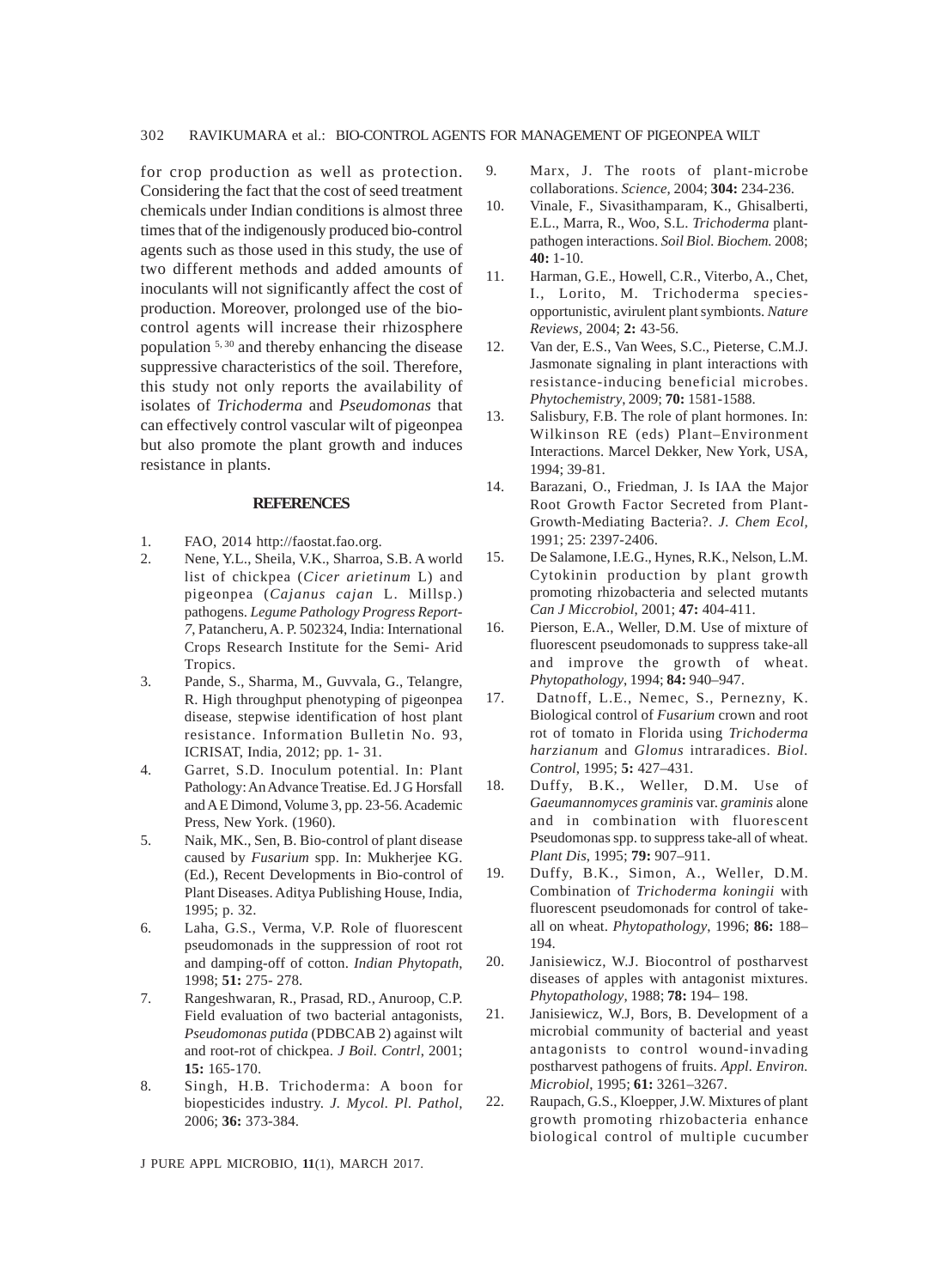for crop production as well as protection. Considering the fact that the cost of seed treatment chemicals under Indian conditions is almost three times that of the indigenously produced bio-control agents such as those used in this study, the use of two different methods and added amounts of inoculants will not significantly affect the cost of production. Moreover, prolonged use of the bio-control agents will increase their rhizosphere population [5, 30] and thereby enhancing the disease suppressive characteristics of the soil. Therefore, this study not only reports the availability of isolates of *Trichoderma* and *Pseudomonas* that can effectively control vascular wilt of pigeonpea but also promote the plant growth and induces resistance in plants.

## REFERENCES

1. FAO, 2014 http://faostat.fao.org.
2. Nene, Y.L., Sheila, V.K., Sharroa, S.B. A world list of chickpea (*Cicer arietinum* L) and pigeonpea (*Cajanus cajan* L. Millsp.) pathogens. *Legume Pathology Progress Report-7*, Patancheru, A. P. 502324, India: International Crops Research Institute for the Semi- Arid Tropics.
3. Pande, S., Sharma, M., Guvvala, G., Telangre, R. High throughput phenotyping of pigeonpea disease, stepwise identification of host plant resistance. Information Bulletin No. 93, ICRISAT, India, 2012; pp. 1- 31.
4. Garret, S.D. Inoculum potential. In: Plant Pathology: An Advance Treatise. Ed. J G Horsfall and A E Dimond, Volume 3, pp. 23-56. Academic Press, New York. (1960).
5. Naik, MK., Sen, B. Bio-control of plant disease caused by *Fusarium* spp. In: Mukherjee KG. (Ed.), Recent Developments in Bio-control of Plant Diseases. Aditya Publishing House, India, 1995; p. 32.
6. Laha, G.S., Verma, V.P. Role of fluorescent pseudomonads in the suppression of root rot and damping-off of cotton. *Indian Phytopath*, 1998; **51:** 275- 278.
7. Rangeshwaran, R., Prasad, RD., Anuroop, C.P. Field evaluation of two bacterial antagonists, *Pseudomonas putida* (PDBCAB 2) against wilt and root-rot of chickpea. *J Boil. Contrl*, 2001; **15:** 165-170.
8. Singh, H.B. Trichoderma: A boon for biopesticides industry. *J. Mycol. Pl. Pathol*, 2006; **36:** 373-384.
9. Marx, J. The roots of plant-microbe collaborations. *Science*, 2004; **304:** 234-236.
10. Vinale, F., Sivasithamparam, K., Ghisalberti, E.L., Marra, R., Woo, S.L. *Trichoderma* plant-pathogen interactions. *Soil Biol. Biochem.* 2008; **40:** 1-10.
11. Harman, G.E., Howell, C.R., Viterbo, A., Chet, I., Lorito, M. Trichoderma species-opportunistic, avirulent plant symbionts. *Nature Reviews*, 2004; **2:** 43-56.
12. Van der, E.S., Van Wees, S.C., Pieterse, C.M.J. Jasmonate signaling in plant interactions with resistance-inducing beneficial microbes. *Phytochemistry*, 2009; **70:** 1581-1588.
13. Salisbury, F.B. The role of plant hormones. In: Wilkinson RE (eds) Plant–Environment Interactions. Marcel Dekker, New York, USA, 1994; 39-81.
14. Barazani, O., Friedman, J. Is IAA the Major Root Growth Factor Secreted from Plant-Growth-Mediating Bacteria?. *J. Chem Ecol*, 1991; 25: 2397-2406.
15. De Salamone, I.E.G., Hynes, R.K., Nelson, L.M. Cytokinin production by plant growth promoting rhizobacteria and selected mutants *Can J Miccrobiol*, 2001; **47:** 404-411.
16. Pierson, E.A., Weller, D.M. Use of mixture of fluorescent pseudomonads to suppress take-all and improve the growth of wheat. *Phytopathology*, 1994; **84:** 940–947.
17. Datnoff, L.E., Nemec, S., Pernezny, K. Biological control of *Fusarium* crown and root rot of tomato in Florida using *Trichoderma harzianum* and *Glomus* intraradices. *Biol. Control*, 1995; **5:** 427–431.
18. Duffy, B.K., Weller, D.M. Use of *Gaeumannomyces graminis* var. *graminis* alone and in combination with fluorescent Pseudomonas spp. to suppress take-all of wheat. *Plant Dis*, 1995; **79:** 907–911.
19. Duffy, B.K., Simon, A., Weller, D.M. Combination of *Trichoderma koningii* with fluorescent pseudomonads for control of take-all on wheat. *Phytopathology*, 1996; **86:** 188–194.
20. Janisiewicz, W.J. Biocontrol of postharvest diseases of apples with antagonist mixtures. *Phytopathology*, 1988; **78:** 194– 198.
21. Janisiewicz, W.J, Bors, B. Development of a microbial community of bacterial and yeast antagonists to control wound-invading postharvest pathogens of fruits. *Appl. Environ. Microbiol*, 1995; **61:** 3261–3267.
22. Raupach, G.S., Kloepper, J.W. Mixtures of plant growth promoting rhizobacteria enhance biological control of multiple cucumber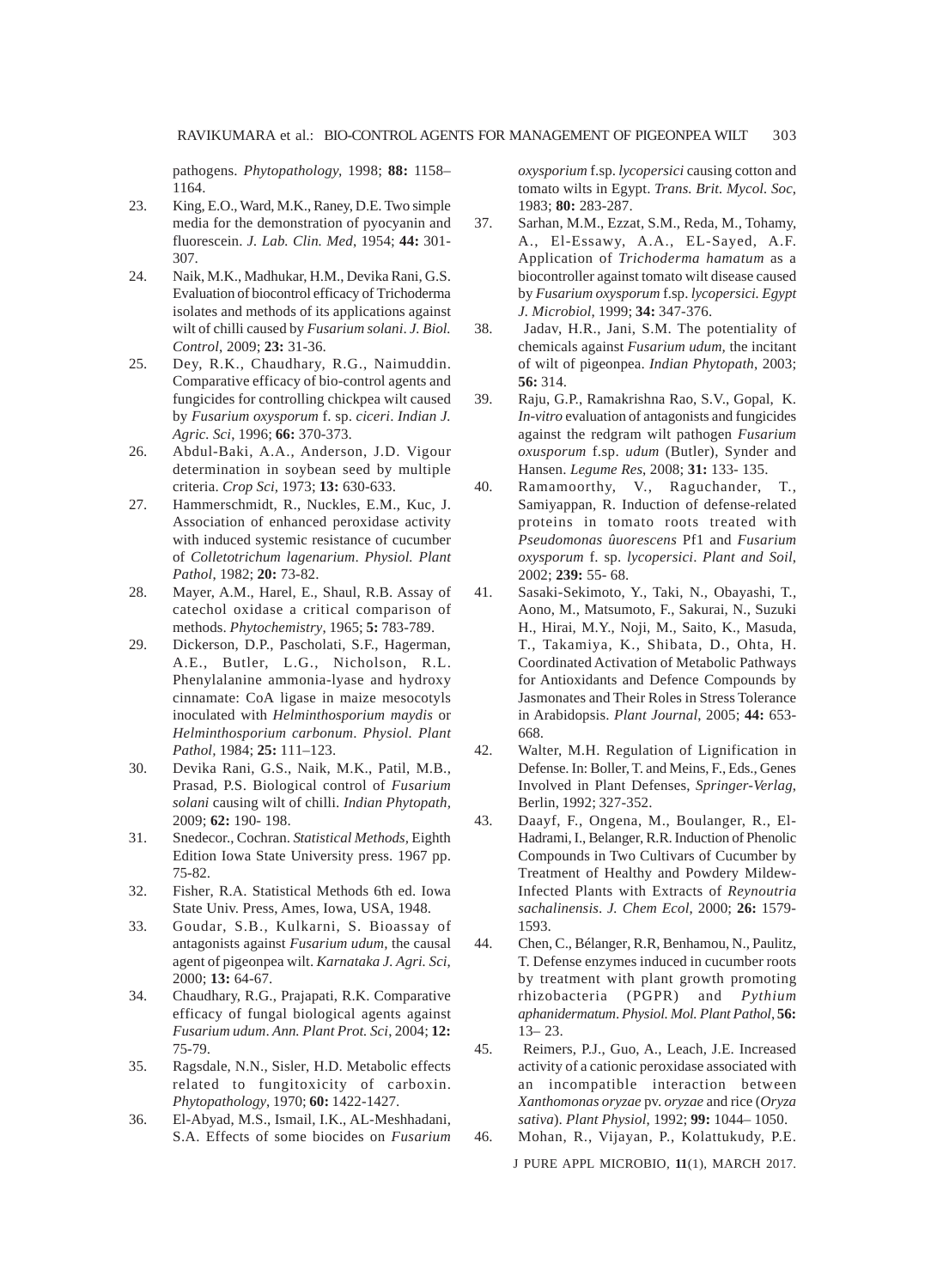pathogens. *Phytopathology*, 1998; **88:** 1158–1164.

23. King, E.O., Ward, M.K., Raney, D.E. Two simple media for the demonstration of pyocyanin and fluorescein. *J. Lab. Clin. Med*, 1954; **44:** 301-307.
24. Naik, M.K., Madhukar, H.M., Devika Rani, G.S. Evaluation of biocontrol efficacy of Trichoderma isolates and methods of its applications against wilt of chilli caused by *Fusarium solani*. *J. Biol. Control*, 2009; **23:** 31-36.
25. Dey, R.K., Chaudhary, R.G., Naimuddin. Comparative efficacy of bio-control agents and fungicides for controlling chickpea wilt caused by *Fusarium oxysporum* f. sp. *ciceri*. *Indian J. Agric. Sci*, 1996; **66:** 370-373.
26. Abdul-Baki, A.A., Anderson, J.D. Vigour determination in soybean seed by multiple criteria. *Crop Sci*, 1973; **13:** 630-633.
27. Hammerschmidt, R., Nuckles, E.M., Kuc, J. Association of enhanced peroxidase activity with induced systemic resistance of cucumber of *Colletotrichum lagenarium*. *Physiol. Plant Pathol*, 1982; **20:** 73-82.
28. Mayer, A.M., Harel, E., Shaul, R.B. Assay of catechol oxidase a critical comparison of methods. *Phytochemistry*, 1965; **5:** 783-789.
29. Dickerson, D.P., Pascholati, S.F., Hagerman, A.E., Butler, L.G., Nicholson, R.L. Phenylalanine ammonia-lyase and hydroxy cinnamate: CoA ligase in maize mesocotyls inoculated with *Helminthosporium maydis* or *Helminthosporium carbonum*. *Physiol. Plant Pathol*, 1984; **25:** 111–123.
30. Devika Rani, G.S., Naik, M.K., Patil, M.B., Prasad, P.S. Biological control of *Fusarium solani* causing wilt of chilli. *Indian Phytopath*, 2009; **62:** 190- 198.
31. Snedecor., Cochran. *Statistical Methods*, Eighth Edition Iowa State University press. 1967 pp. 75-82.
32. Fisher, R.A. Statistical Methods 6th ed. Iowa State Univ. Press, Ames, Iowa, USA, 1948.
33. Goudar, S.B., Kulkarni, S. Bioassay of antagonists against *Fusarium udum*, the causal agent of pigeonpea wilt. *Karnataka J. Agri. Sci*, 2000; **13:** 64-67.
34. Chaudhary, R.G., Prajapati, R.K. Comparative efficacy of fungal biological agents against *Fusarium udum*. *Ann. Plant Prot. Sci*, 2004; **12:** 75-79.
35. Ragsdale, N.N., Sisler, H.D. Metabolic effects related to fungitoxicity of carboxin. *Phytopathology*, 1970; **60:** 1422-1427.
36. El-Abyad, M.S., Ismail, I.K., AL-Meshhadani, S.A. Effects of some biocides on *Fusarium oxysporium* f.sp. *lycopersici* causing cotton and tomato wilts in Egypt. *Trans. Brit. Mycol. Soc*, 1983; **80:** 283-287.
37. Sarhan, M.M., Ezzat, S.M., Reda, M., Tohamy, A., El-Essawy, A.A., EL-Sayed, A.F. Application of *Trichoderma hamatum* as a biocontroller against tomato wilt disease caused by *Fusarium oxysporum* f.sp. *lycopersici*. *Egypt J. Microbiol*, 1999; **34:** 347-376.
38. Jadav, H.R., Jani, S.M. The potentiality of chemicals against *Fusarium udum*, the incitant of wilt of pigeonpea. *Indian Phytopath*, 2003; **56:** 314.
39. Raju, G.P., Ramakrishna Rao, S.V., Gopal, K. *In-vitro* evaluation of antagonists and fungicides against the redgram wilt pathogen *Fusarium oxusporum* f.sp. *udum* (Butler), Synder and Hansen. *Legume Res*, 2008; **31:** 133- 135.
40. Ramamoorthy, V., Raguchander, T., Samiyappan, R. Induction of defense-related proteins in tomato roots treated with *Pseudomonas ûuorescens* Pf1 and *Fusarium oxysporum* f. sp. *lycopersici*. *Plant and Soil*, 2002; **239:** 55- 68.
41. Sasaki-Sekimoto, Y., Taki, N., Obayashi, T., Aono, M., Matsumoto, F., Sakurai, N., Suzuki H., Hirai, M.Y., Noji, M., Saito, K., Masuda, T., Takamiya, K., Shibata, D., Ohta, H. Coordinated Activation of Metabolic Pathways for Antioxidants and Defence Compounds by Jasmonates and Their Roles in Stress Tolerance in Arabidopsis. *Plant Journal*, 2005; **44:** 653-668.
42. Walter, M.H. Regulation of Lignification in Defense. In: Boller, T. and Meins, F., Eds., Genes Involved in Plant Defenses, *Springer-Verlag*, Berlin, 1992; 327-352.
43. Daayf, F., Ongena, M., Boulanger, R., El-Hadrami, I., Belanger, R.R. Induction of Phenolic Compounds in Two Cultivars of Cucumber by Treatment of Healthy and Powdery Mildew-Infected Plants with Extracts of *Reynoutria sachalinensis*. *J. Chem Ecol*, 2000; **26:** 1579-1593.
44. Chen, C., Bélanger, R.R, Benhamou, N., Paulitz, T. Defense enzymes induced in cucumber roots by treatment with plant growth promoting rhizobacteria (PGPR) and *Pythium aphanidermatum*. *Physiol. Mol. Plant Pathol*, **56:** 13– 23.
45. Reimers, P.J., Guo, A., Leach, J.E. Increased activity of a cationic peroxidase associated with an incompatible interaction between *Xanthomonas oryzae* pv. *oryzae* and rice (*Oryza sativa*). *Plant Physiol*, 1992; **99:** 1044– 1050.
46. Mohan, R., Vijayan, P., Kolattukudy, P.E.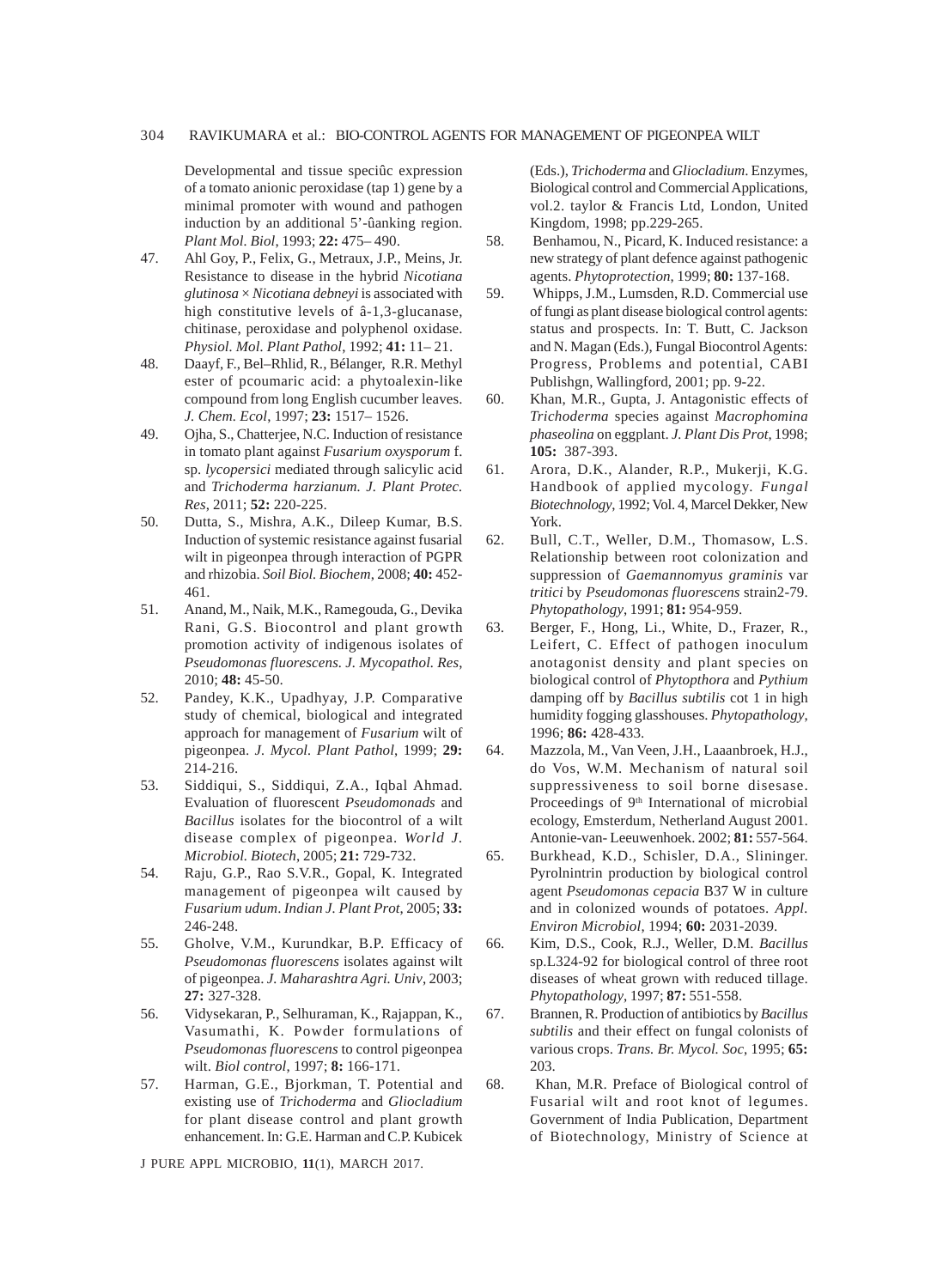Developmental and tissue speciûc expression of a tomato anionic peroxidase (tap 1) gene by a minimal promoter with wound and pathogen induction by an additional 5'-ûanking region. *Plant Mol. Biol*, 1993; **22:** 475– 490.

47. Ahl Goy, P., Felix, G., Metraux, J.P., Meins, Jr. Resistance to disease in the hybrid *Nicotiana glutinosa* × *Nicotiana debneyi* is associated with high constitutive levels of â-1,3-glucanase, chitinase, peroxidase and polyphenol oxidase. *Physiol. Mol. Plant Pathol*, 1992; **41:** 11– 21.
48. Daayf, F., Bel–Rhlid, R., Bélanger, R.R. Methyl ester of pcoumaric acid: a phytoalexin-like compound from long English cucumber leaves. *J. Chem. Ecol*, 1997; **23:** 1517– 1526.
49. Ojha, S., Chatterjee, N.C. Induction of resistance in tomato plant against *Fusarium oxysporum* f. sp. *lycopersici* mediated through salicylic acid and *Trichoderma harzianum. J. Plant Protec. Res*, 2011; **52:** 220-225.
50. Dutta, S., Mishra, A.K., Dileep Kumar, B.S. Induction of systemic resistance against fusarial wilt in pigeonpea through interaction of PGPR and rhizobia. *Soil Biol. Biochem*, 2008; **40:** 452-461.
51. Anand, M., Naik, M.K., Ramegouda, G., Devika Rani, G.S. Biocontrol and plant growth promotion activity of indigenous isolates of *Pseudomonas fluorescens. J. Mycopathol. Res*, 2010; **48:** 45-50.
52. Pandey, K.K., Upadhyay, J.P. Comparative study of chemical, biological and integrated approach for management of *Fusarium* wilt of pigeonpea. *J. Mycol. Plant Pathol*, 1999; **29:** 214-216.
53. Siddiqui, S., Siddiqui, Z.A., Iqbal Ahmad. Evaluation of fluorescent *Pseudomonads* and *Bacillus* isolates for the biocontrol of a wilt disease complex of pigeonpea. *World J. Microbiol. Biotech*, 2005; **21:** 729-732.
54. Raju, G.P., Rao S.V.R., Gopal, K. Integrated management of pigeonpea wilt caused by *Fusarium udum*. *Indian J. Plant Prot*, 2005; **33:** 246-248.
55. Gholve, V.M., Kurundkar, B.P. Efficacy of *Pseudomonas fluorescens* isolates against wilt of pigeonpea. *J. Maharashtra Agri. Univ*, 2003; **27:** 327-328.
56. Vidysekaran, P., Selhuraman, K., Rajappan, K., Vasumathi, K. Powder formulations of *Pseudomonas fluorescens* to control pigeonpea wilt. *Biol control*, 1997; **8:** 166-171.
57. Harman, G.E., Bjorkman, T. Potential and existing use of *Trichoderma* and *Gliocladium* for plant disease control and plant growth enhancement. In: G.E. Harman and C.P. Kubicek (Eds.), *Trichoderma* and *Gliocladium*. Enzymes, Biological control and Commercial Applications, vol.2. taylor & Francis Ltd, London, United Kingdom, 1998; pp.229-265.
58. Benhamou, N., Picard, K. Induced resistance: a new strategy of plant defence against pathogenic agents. *Phytoprotection*, 1999; **80:** 137-168.
59. Whipps, J.M., Lumsden, R.D. Commercial use of fungi as plant disease biological control agents: status and prospects. In: T. Butt, C. Jackson and N. Magan (Eds.), Fungal Biocontrol Agents: Progress, Problems and potential, CABI Publishgn, Wallingford, 2001; pp. 9-22.
60. Khan, M.R., Gupta, J. Antagonistic effects of *Trichoderma* species against *Macrophomina phaseolina* on eggplant. *J. Plant Dis Prot*, 1998; **105:** 387-393.
61. Arora, D.K., Alander, R.P., Mukerji, K.G. Handbook of applied mycology. *Fungal Biotechnology*, 1992; Vol. 4, Marcel Dekker, New York.
62. Bull, C.T., Weller, D.M., Thomasow, L.S. Relationship between root colonization and suppression of *Gaemannomyus graminis* var *tritici* by *Pseudomonas fluorescens* strain2-79. *Phytopathology*, 1991; **81:** 954-959.
63. Berger, F., Hong, Li., White, D., Frazer, R., Leifert, C. Effect of pathogen inoculum anotagonist density and plant species on biological control of *Phytopthora* and *Pythium* damping off by *Bacillus subtilis* cot 1 in high humidity fogging glasshouses. *Phytopathology*, 1996; **86:** 428-433.
64. Mazzola, M., Van Veen, J.H., Laaanbroek, H.J., do Vos, W.M. Mechanism of natural soil suppressiveness to soil borne disesase. Proceedings of 9th International of microbial ecology, Emsterdum, Netherland August 2001. Antonie-van- Leeuwenhoek. 2002; **81:** 557-564.
65. Burkhead, K.D., Schisler, D.A., Slininger. Pyrolnintrin production by biological control agent *Pseudomonas cepacia* B37 W in culture and in colonized wounds of potatoes. *Appl. Environ Microbiol*, 1994; **60:** 2031-2039.
66. Kim, D.S., Cook, R.J., Weller, D.M. *Bacillus* sp.L324-92 for biological control of three root diseases of wheat grown with reduced tillage. *Phytopathology*, 1997; **87:** 551-558.
67. Brannen, R. Production of antibiotics by *Bacillus subtilis* and their effect on fungal colonists of various crops. *Trans. Br. Mycol. Soc*, 1995; **65:** 203.
68. Khan, M.R. Preface of Biological control of Fusarial wilt and root knot of legumes. Government of India Publication, Department of Biotechnology, Ministry of Science at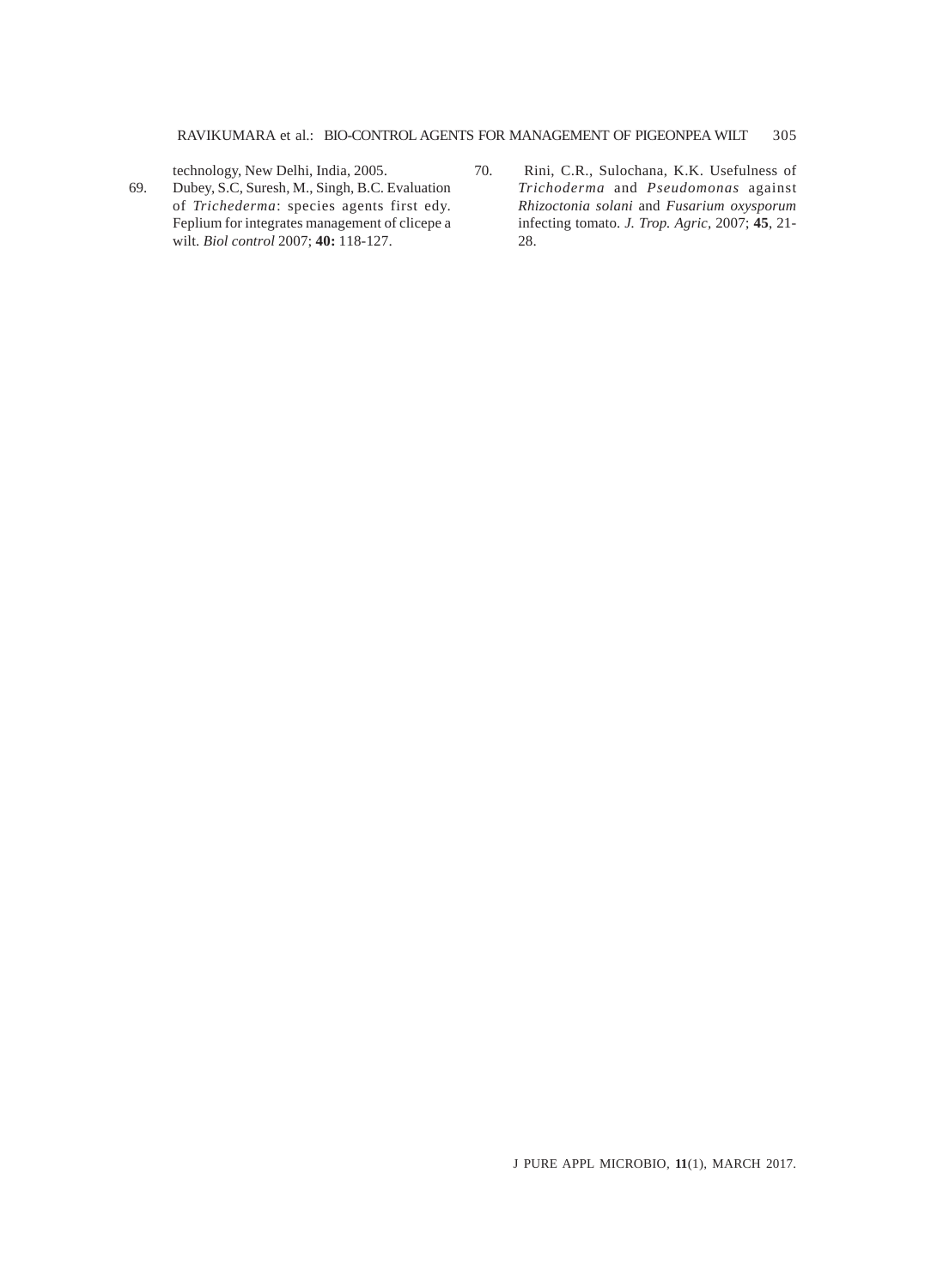technology, New Delhi, India, 2005.

69. Dubey, S.C, Suresh, M., Singh, B.C. Evaluation of *Trichederma*: species agents first edy. Feplium for integrates management of clicepe a wilt. *Biol control* 2007; **40:** 118-127.

70. Rini, C.R., Sulochana, K.K. Usefulness of *Trichoderma* and *Pseudomonas* against *Rhizoctonia solani* and *Fusarium oxysporum* infecting tomato. *J. Trop. Agric*, 2007; **45**, 21-28.